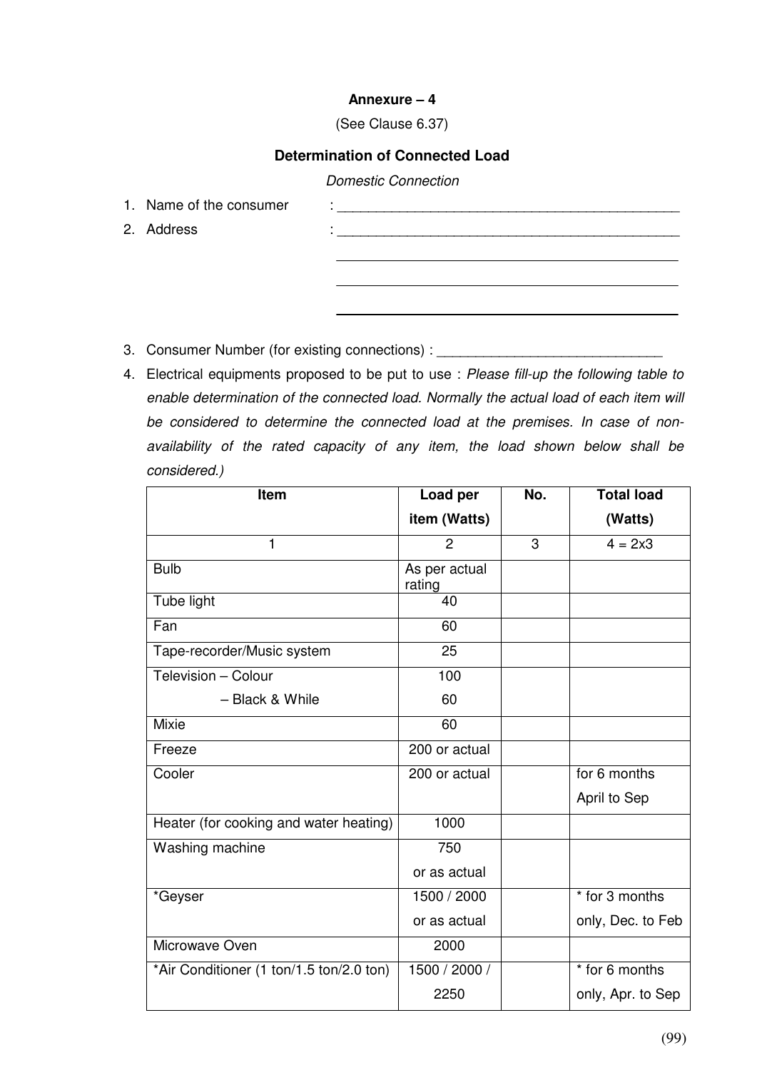**Annexure – 4**

(See Clause 6.37)

**Determination of Connected Load**

*Domestic Connection*

1. Name of the consumer : ____________________________________________
2. Address : ____________________________________________

____________________________________________

____________________________________________

____________________________________________

3. Consumer Number (for existing connections) : ____________________________
4. Electrical equipments proposed to be put to use : *Please fill-up the following table to enable determination of the connected load. Normally the actual load of each item will be considered to determine the connected load at the premises. In case of non-availability of the rated capacity of any item, the load shown below shall be considered.)*

| Item | Load per item (Watts) | No. | Total load (Watts) |
|---|---|---|---|
| 1 | 2 | 3 | 4 = 2x3 |
| Bulb | As per actual rating | | |
| Tube light | 40 | | |
| Fan | 60 | | |
| Tape-recorder/Music system | 25 | | |
| Television – Colour<br>– Black & While | 100<br>60 | | |
| Mixie | 60 | | |
| Freeze | 200 or actual | | |
| Cooler | 200 or actual | | for 6 months April to Sep |
| Heater (for cooking and water heating) | 1000 | | |
| Washing machine | 750 or as actual | | |
| *Geyser | 1500 / 2000 or as actual | | * for 3 months only, Dec. to Feb |
| Microwave Oven | 2000 | | |
| *Air Conditioner (1 ton/1.5 ton/2.0 ton) | 1500 / 2000 / 2250 | | * for 6 months only, Apr. to Sep |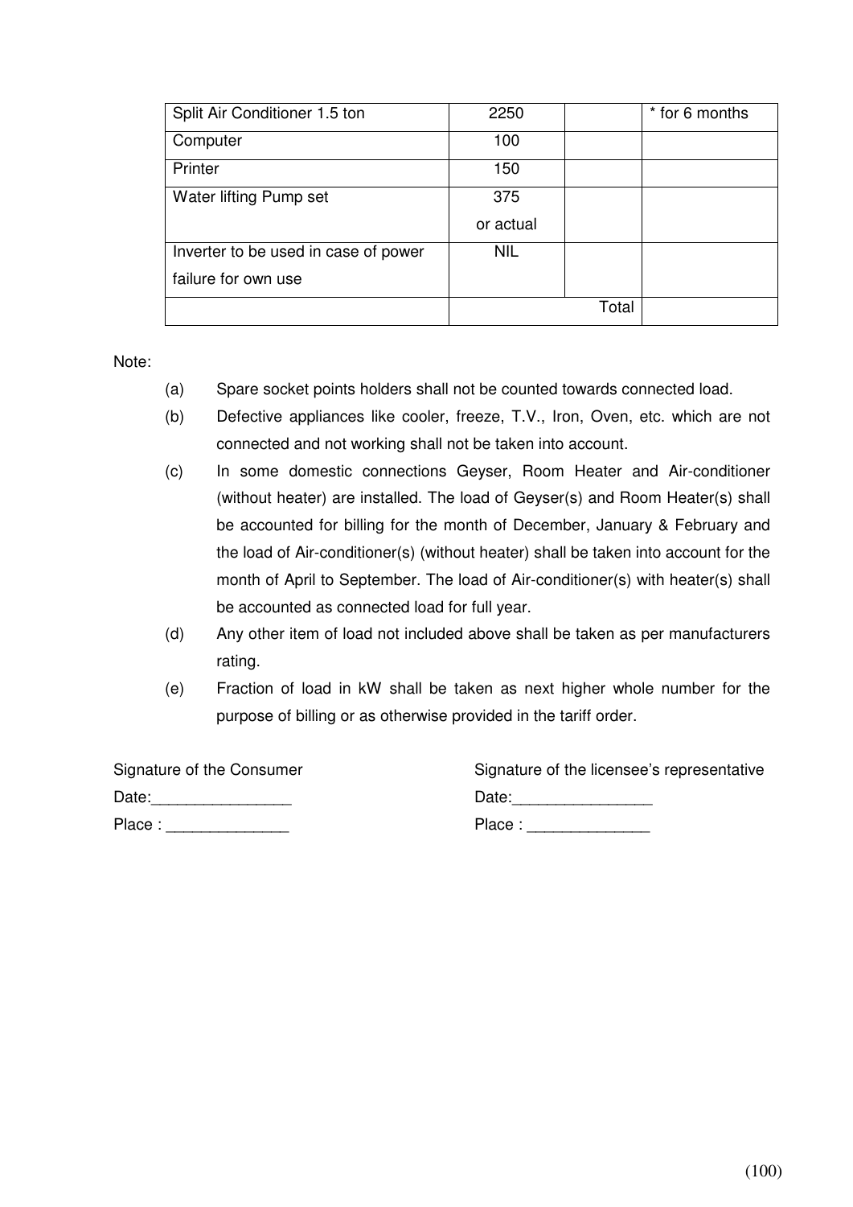| | | | |
|---|---|---|---|
| Split Air Conditioner 1.5 ton | 2250 | | * for 6 months |
| Computer | 100 | | |
| Printer | 150 | | |
| Water lifting Pump set | 375<br>or actual | | |
| Inverter to be used in case of power failure for own use | NIL | | |
| | | Total | |

Note:

(a) Spare socket points holders shall not be counted towards connected load.

(b) Defective appliances like cooler, freeze, T.V., Iron, Oven, etc. which are not connected and not working shall not be taken into account.

(c) In some domestic connections Geyser, Room Heater and Air-conditioner (without heater) are installed. The load of Geyser(s) and Room Heater(s) shall be accounted for billing for the month of December, January & February and the load of Air-conditioner(s) (without heater) shall be taken into account for the month of April to September. The load of Air-conditioner(s) with heater(s) shall be accounted as connected load for full year.

(d) Any other item of load not included above shall be taken as per manufacturers rating.

(e) Fraction of load in kW shall be taken as next higher whole number for the purpose of billing or as otherwise provided in the tariff order.

Signature of the Consumer

Date:________________

Place : ______________

Signature of the licensee's representative

Date:________________

Place : ______________